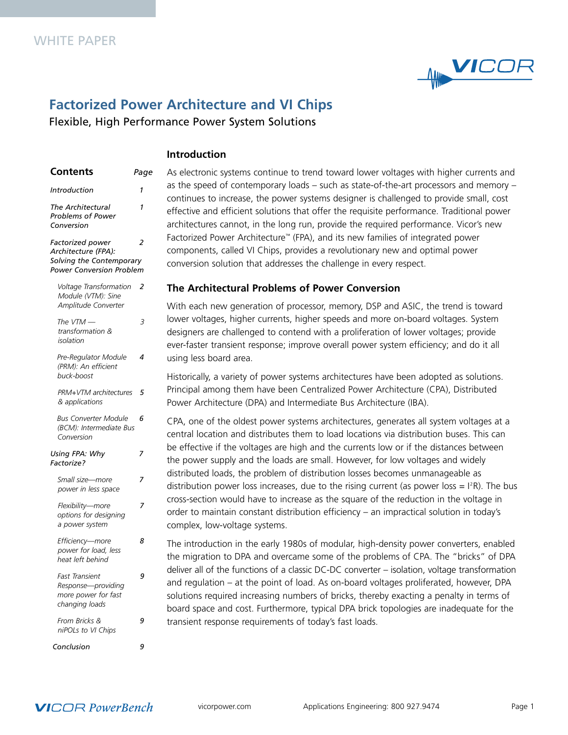WHITE PAPER

# Factorized Power Architecture and VI Chips

Flexible, High Performance Power System Solutions

| **Contents** | *Page* |
| --- | --- |
| *Introduction* | *1* |
| *The Architectural Problems of Power Conversion* | *1* |
| *Factorized power Architecture (FPA): Solving the Contemporary Power Conversion Problem* | *2* |
| *Voltage Transformation Module (VTM): Sine Amplitude Converter* | *2* |
| *The VTM — transformation & isolation* | *3* |
| *Pre-Regulator Module (PRM): An efficient buck-boost* | *4* |
| *PRM+VTM architectures & applications* | *5* |
| *Bus Converter Module (BCM): Intermediate Bus Conversion* | *6* |
| *Using FPA: Why Factorize?* | *7* |
| *Small size—more power in less space* | *7* |
| *Flexibility—more options for designing a power system* | *7* |
| *Efficiency—more power for load, less heat left behind* | *8* |
| *Fast Transient Response—providing more power for fast changing loads* | *9* |
| *From Bricks & niPOLs to VI Chips* | *9* |
| *Conclusion* | *9* |

## Introduction

As electronic systems continue to trend toward lower voltages with higher currents and as the speed of contemporary loads – such as state-of-the-art processors and memory – continues to increase, the power systems designer is challenged to provide small, cost effective and efficient solutions that offer the requisite performance. Traditional power architectures cannot, in the long run, provide the required performance. Vicor's new Factorized Power Architecture™ (FPA), and its new families of integrated power components, called VI Chips, provides a revolutionary new and optimal power conversion solution that addresses the challenge in every respect.

## The Architectural Problems of Power Conversion

With each new generation of processor, memory, DSP and ASIC, the trend is toward lower voltages, higher currents, higher speeds and more on-board voltages. System designers are challenged to contend with a proliferation of lower voltages; provide ever-faster transient response; improve overall power system efficiency; and do it all using less board area.

Historically, a variety of power systems architectures have been adopted as solutions. Principal among them have been Centralized Power Architecture (CPA), Distributed Power Architecture (DPA) and Intermediate Bus Architecture (IBA).

CPA, one of the oldest power systems architectures, generates all system voltages at a central location and distributes them to load locations via distribution buses. This can be effective if the voltages are high and the currents low or if the distances between the power supply and the loads are small. However, for low voltages and widely distributed loads, the problem of distribution losses becomes unmanageable as distribution power loss increases, due to the rising current (as power loss = $I^2R$). The bus cross-section would have to increase as the square of the reduction in the voltage in order to maintain constant distribution efficiency – an impractical solution in today's complex, low-voltage systems.

The introduction in the early 1980s of modular, high-density power converters, enabled the migration to DPA and overcame some of the problems of CPA. The "bricks" of DPA deliver all of the functions of a classic DC-DC converter – isolation, voltage transformation and regulation – at the point of load. As on-board voltages proliferated, however, DPA solutions required increasing numbers of bricks, thereby exacting a penalty in terms of board space and cost. Furthermore, typical DPA brick topologies are inadequate for the transient response requirements of today's fast loads.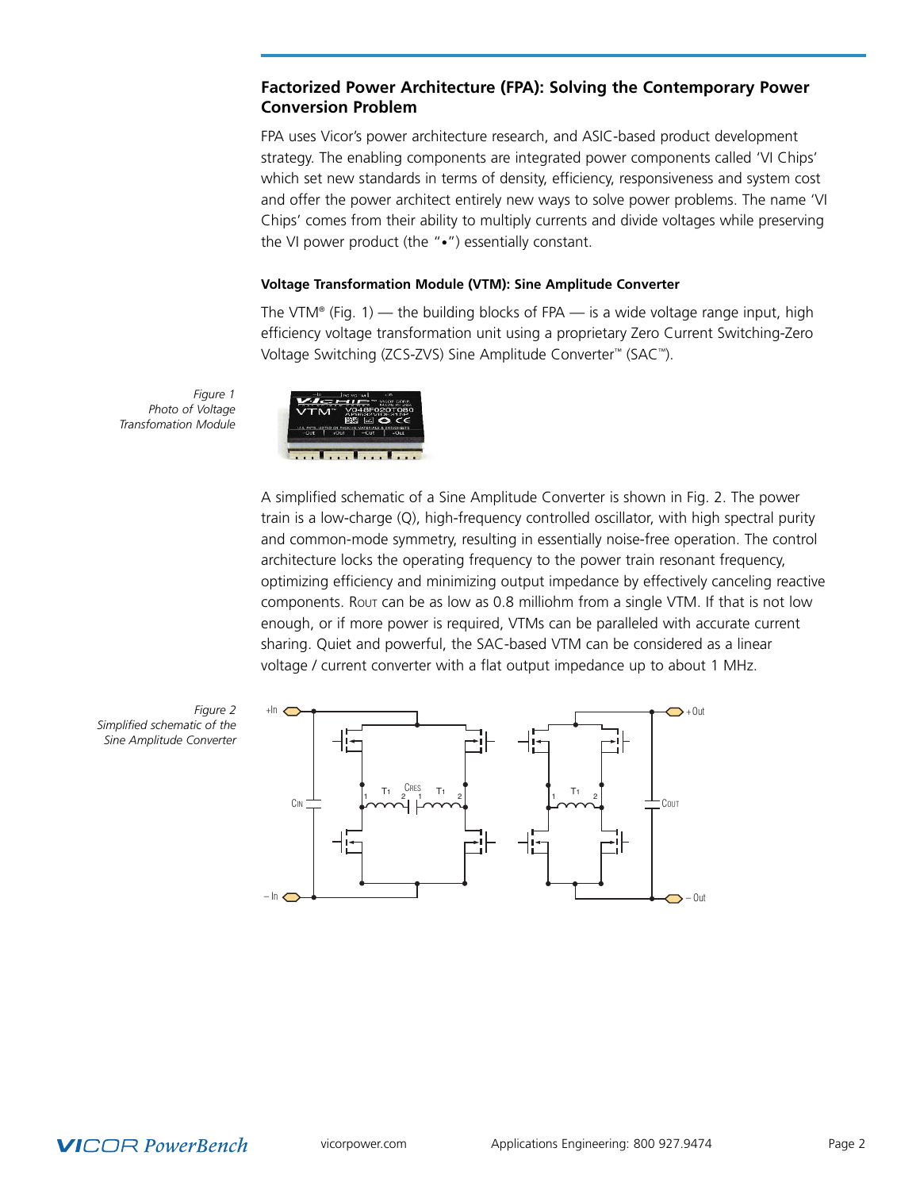## Factorized Power Architecture (FPA): Solving the Contemporary Power Conversion Problem

FPA uses Vicor's power architecture research, and ASIC-based product development strategy. The enabling components are integrated power components called 'VI Chips' which set new standards in terms of density, efficiency, responsiveness and system cost and offer the power architect entirely new ways to solve power problems. The name 'VI Chips' comes from their ability to multiply currents and divide voltages while preserving the VI power product (the "•") essentially constant.

### Voltage Transformation Module (VTM): Sine Amplitude Converter

The VTM® (Fig. 1) — the building blocks of FPA — is a wide voltage range input, high efficiency voltage transformation unit using a proprietary Zero Current Switching-Zero Voltage Switching (ZCS-ZVS) Sine Amplitude Converter™ (SAC™).

*Figure 1*
*Photo of Voltage Transfomation Module*

A simplified schematic of a Sine Amplitude Converter is shown in Fig. 2. The power train is a low-charge (Q), high-frequency controlled oscillator, with high spectral purity and common-mode symmetry, resulting in essentially noise-free operation. The control architecture locks the operating frequency to the power train resonant frequency, optimizing efficiency and minimizing output impedance by effectively canceling reactive components. $R_{OUT}$ can be as low as 0.8 milliohm from a single VTM. If that is not low enough, or if more power is required, VTMs can be paralleled with accurate current sharing. Quiet and powerful, the SAC-based VTM can be considered as a linear voltage / current converter with a flat output impedance up to about 1 MHz.

*Figure 2*
*Simplified schematic of the Sine Amplitude Converter*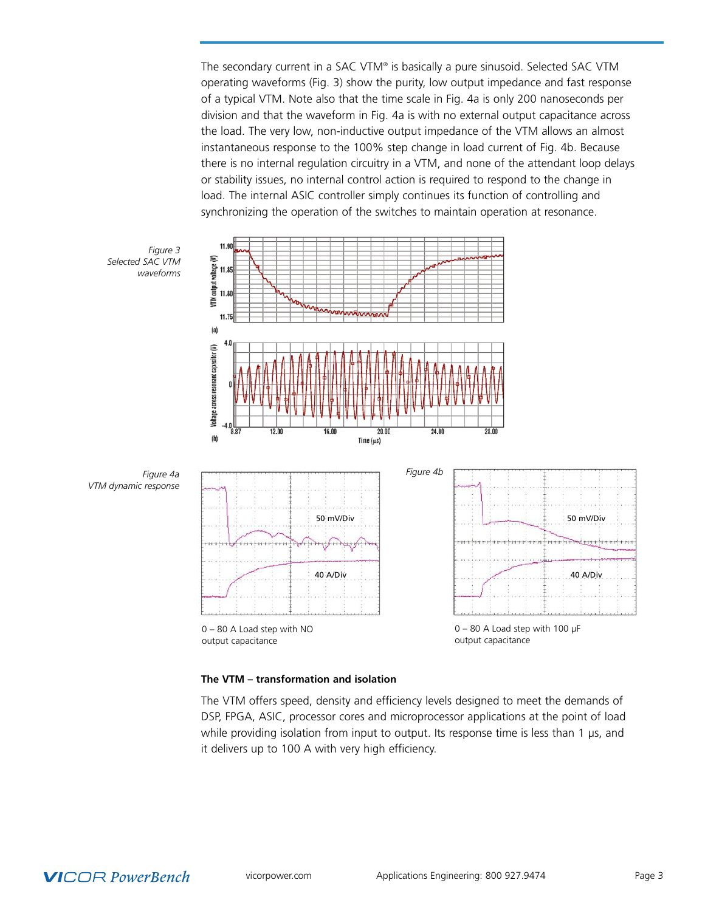The secondary current in a SAC VTM® is basically a pure sinusoid. Selected SAC VTM operating waveforms (Fig. 3) show the purity, low output impedance and fast response of a typical VTM. Note also that the time scale in Fig. 4a is only 200 nanoseconds per division and that the waveform in Fig. 4a is with no external output capacitance across the load. The very low, non-inductive output impedance of the VTM allows an almost instantaneous response to the 100% step change in load current of Fig. 4b. Because there is no internal regulation circuitry in a VTM, and none of the attendant loop delays or stability issues, no internal control action is required to respond to the change in load. The internal ASIC controller simply continues its function of controlling and synchronizing the operation of the switches to maintain operation at resonance.

*Figure 3*
*Selected SAC VTM waveforms*

*Figure 4a*
*VTM dynamic response*

0 – 80 A Load step with NO output capacitance

*Figure 4b*

0 – 80 A Load step with 100 µF output capacitance

**The VTM – transformation and isolation**

The VTM offers speed, density and efficiency levels designed to meet the demands of DSP, FPGA, ASIC, processor cores and microprocessor applications at the point of load while providing isolation from input to output. Its response time is less than 1 µs, and it delivers up to 100 A with very high efficiency.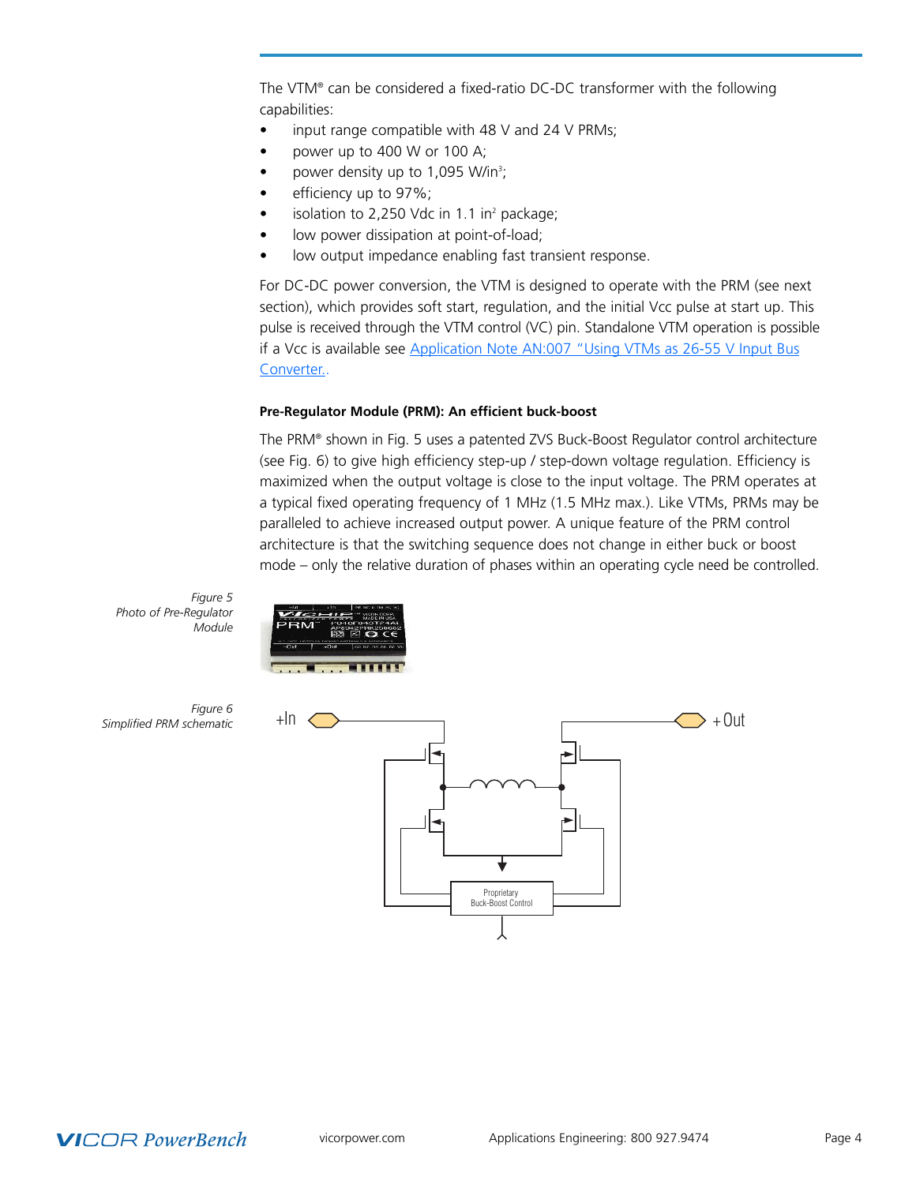The VTM® can be considered a fixed-ratio DC-DC transformer with the following capabilities:

- input range compatible with 48 V and 24 V PRMs;
- power up to 400 W or 100 A;
- power density up to 1,095 W/in$^3$;
- efficiency up to 97%;
- isolation to 2,250 Vdc in 1.1 in$^2$ package;
- low power dissipation at point-of-load;
- low output impedance enabling fast transient response.

For DC-DC power conversion, the VTM is designed to operate with the PRM (see next section), which provides soft start, regulation, and the initial Vcc pulse at start up. This pulse is received through the VTM control (VC) pin. Standalone VTM operation is possible if a Vcc is available see Application Note AN:007 "Using VTMs as 26-55 V Input Bus Converter..

#### Pre-Regulator Module (PRM): An efficient buck-boost

The PRM® shown in Fig. 5 uses a patented ZVS Buck-Boost Regulator control architecture (see Fig. 6) to give high efficiency step-up / step-down voltage regulation. Efficiency is maximized when the output voltage is close to the input voltage. The PRM operates at a typical fixed operating frequency of 1 MHz (1.5 MHz max.). Like VTMs, PRMs may be paralleled to achieve increased output power. A unique feature of the PRM control architecture is that the switching sequence does not change in either buck or boost mode – only the relative duration of phases within an operating cycle need be controlled.

*Figure 5*
*Photo of Pre-Regulator Module*

*Figure 6*
*Simplified PRM schematic*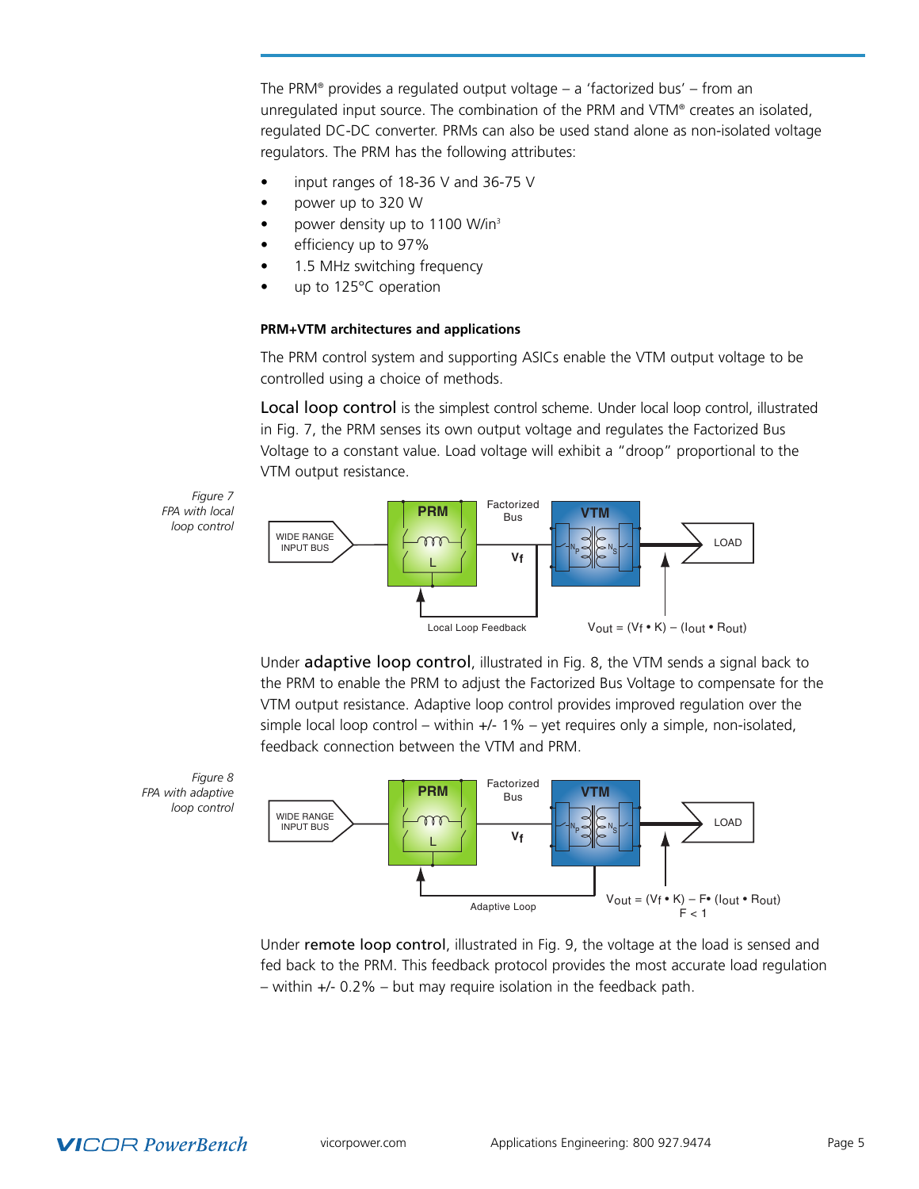The PRM® provides a regulated output voltage – a 'factorized bus' – from an unregulated input source. The combination of the PRM and VTM® creates an isolated, regulated DC-DC converter. PRMs can also be used stand alone as non-isolated voltage regulators. The PRM has the following attributes:

- input ranges of 18-36 V and 36-75 V
- power up to 320 W
- power density up to 1100 W/in³
- efficiency up to 97%
- 1.5 MHz switching frequency
- up to 125°C operation

**PRM+VTM architectures and applications**

The PRM control system and supporting ASICs enable the VTM output voltage to be controlled using a choice of methods.

Local loop control is the simplest control scheme. Under local loop control, illustrated in Fig. 7, the PRM senses its own output voltage and regulates the Factorized Bus Voltage to a constant value. Load voltage will exhibit a "droop" proportional to the VTM output resistance.

*Figure 7*
*FPA with local loop control*

WIDE RANGE INPUT BUS — PRM — Factorized Bus — $V_f$ — VTM — LOAD

Local Loop Feedback

$V_{out} = (V_f \bullet K) - (I_{out} \bullet R_{out})$

Under adaptive loop control, illustrated in Fig. 8, the VTM sends a signal back to the PRM to enable the PRM to adjust the Factorized Bus Voltage to compensate for the VTM output resistance. Adaptive loop control provides improved regulation over the simple local loop control – within +/- 1% – yet requires only a simple, non-isolated, feedback connection between the VTM and PRM.

*Figure 8*
*FPA with adaptive loop control*

WIDE RANGE INPUT BUS — PRM — Factorized Bus — $V_f$ — VTM — LOAD

Adaptive Loop

$V_{out} = (V_f \bullet K) - F \bullet (I_{out} \bullet R_{out})$
$F < 1$

Under remote loop control, illustrated in Fig. 9, the voltage at the load is sensed and fed back to the PRM. This feedback protocol provides the most accurate load regulation – within +/- 0.2% – but may require isolation in the feedback path.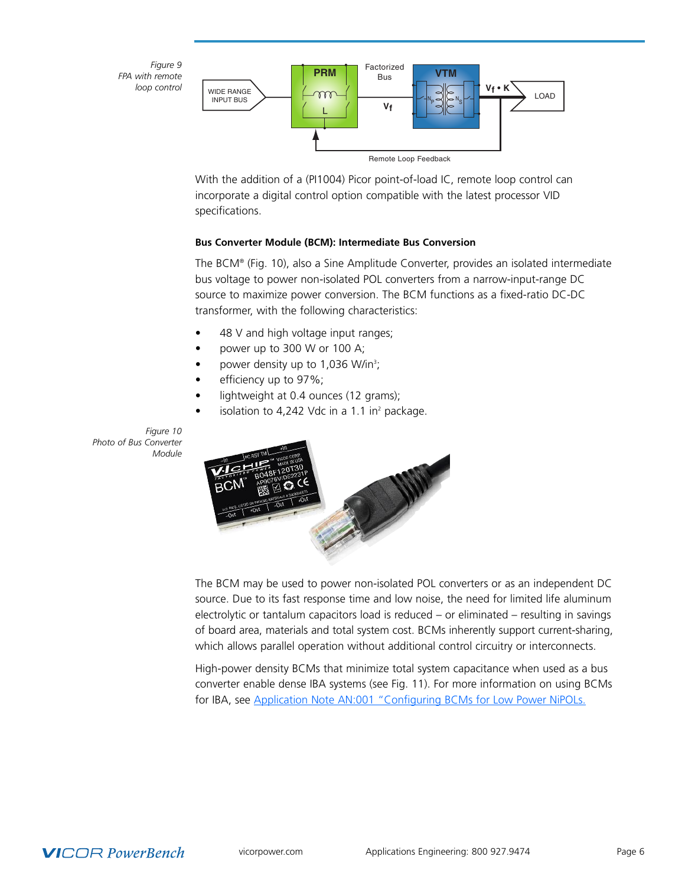*Figure 9*
*FPA with remote loop control*

With the addition of a (PI1004) Picor point-of-load IC, remote loop control can incorporate a digital control option compatible with the latest processor VID specifications.

**Bus Converter Module (BCM): Intermediate Bus Conversion**

The BCM® (Fig. 10), also a Sine Amplitude Converter, provides an isolated intermediate bus voltage to power non-isolated POL converters from a narrow-input-range DC source to maximize power conversion. The BCM functions as a fixed-ratio DC-DC transformer, with the following characteristics:

- 48 V and high voltage input ranges;
- power up to 300 W or 100 A;
- power density up to 1,036 W/in$^3$;
- efficiency up to 97%;
- lightweight at 0.4 ounces (12 grams);
- isolation to 4,242 Vdc in a 1.1 in$^2$ package.

*Figure 10*
*Photo of Bus Converter Module*

The BCM may be used to power non-isolated POL converters or as an independent DC source. Due to its fast response time and low noise, the need for limited life aluminum electrolytic or tantalum capacitors load is reduced – or eliminated – resulting in savings of board area, materials and total system cost. BCMs inherently support current-sharing, which allows parallel operation without additional control circuitry or interconnects.

High-power density BCMs that minimize total system capacitance when used as a bus converter enable dense IBA systems (see Fig. 11). For more information on using BCMs for IBA, see Application Note AN:001 "Configuring BCMs for Low Power NiPOLs.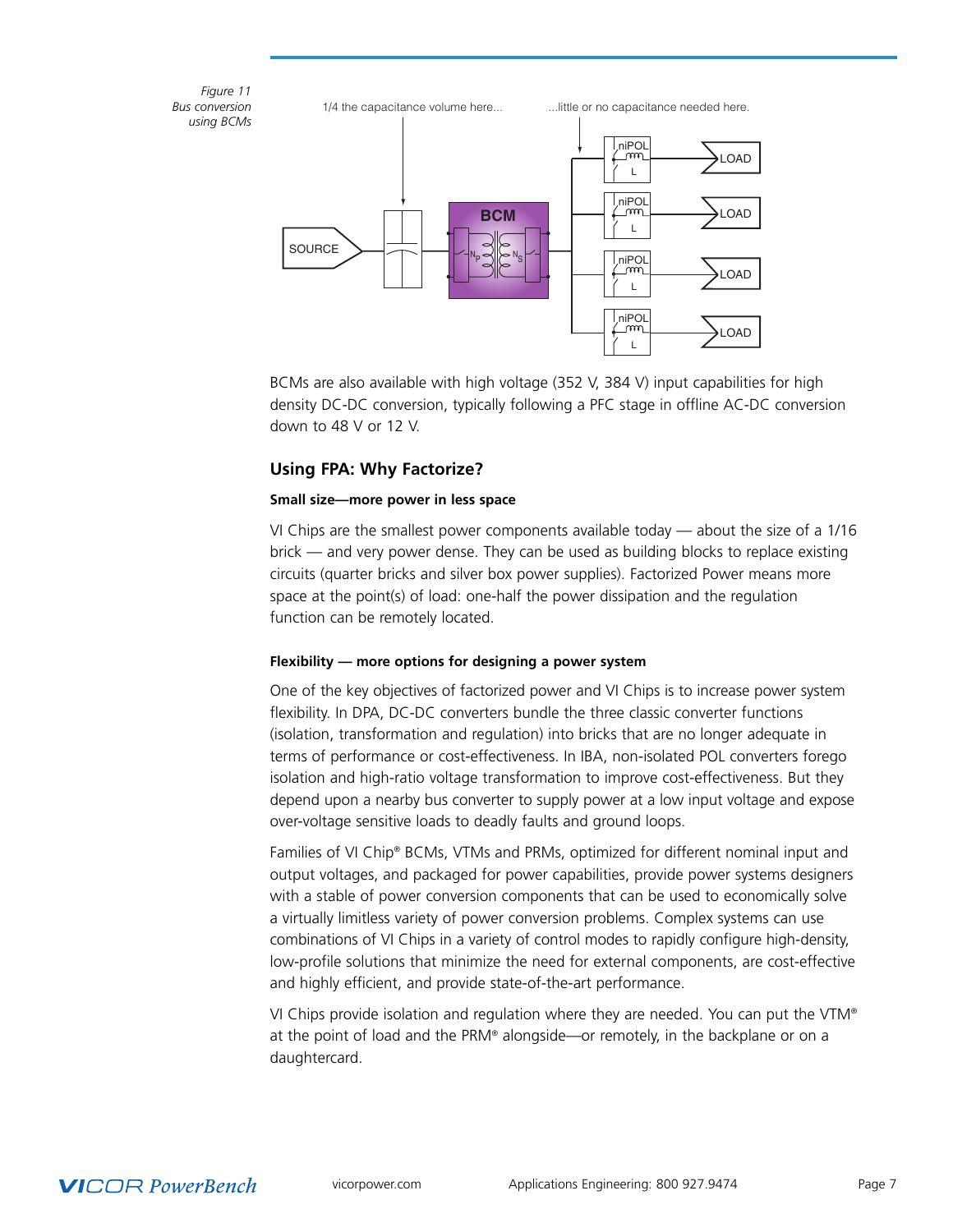*Figure 11*
*Bus conversion using BCMs*

1/4 the capacitance volume here... ...little or no capacitance needed here.

SOURCE — BCM — niPOL — LOAD

BCMs are also available with high voltage (352 V, 384 V) input capabilities for high density DC-DC conversion, typically following a PFC stage in offline AC-DC conversion down to 48 V or 12 V.

## Using FPA: Why Factorize?

### Small size—more power in less space

VI Chips are the smallest power components available today — about the size of a 1/16 brick — and very power dense. They can be used as building blocks to replace existing circuits (quarter bricks and silver box power supplies). Factorized Power means more space at the point(s) of load: one-half the power dissipation and the regulation function can be remotely located.

### Flexibility — more options for designing a power system

One of the key objectives of factorized power and VI Chips is to increase power system flexibility. In DPA, DC-DC converters bundle the three classic converter functions (isolation, transformation and regulation) into bricks that are no longer adequate in terms of performance or cost-effectiveness. In IBA, non-isolated POL converters forego isolation and high-ratio voltage transformation to improve cost-effectiveness. But they depend upon a nearby bus converter to supply power at a low input voltage and expose over-voltage sensitive loads to deadly faults and ground loops.

Families of VI Chip® BCMs, VTMs and PRMs, optimized for different nominal input and output voltages, and packaged for power capabilities, provide power systems designers with a stable of power conversion components that can be used to economically solve a virtually limitless variety of power conversion problems. Complex systems can use combinations of VI Chips in a variety of control modes to rapidly configure high-density, low-profile solutions that minimize the need for external components, are cost-effective and highly efficient, and provide state-of-the-art performance.

VI Chips provide isolation and regulation where they are needed. You can put the VTM® at the point of load and the PRM® alongside—or remotely, in the backplane or on a daughtercard.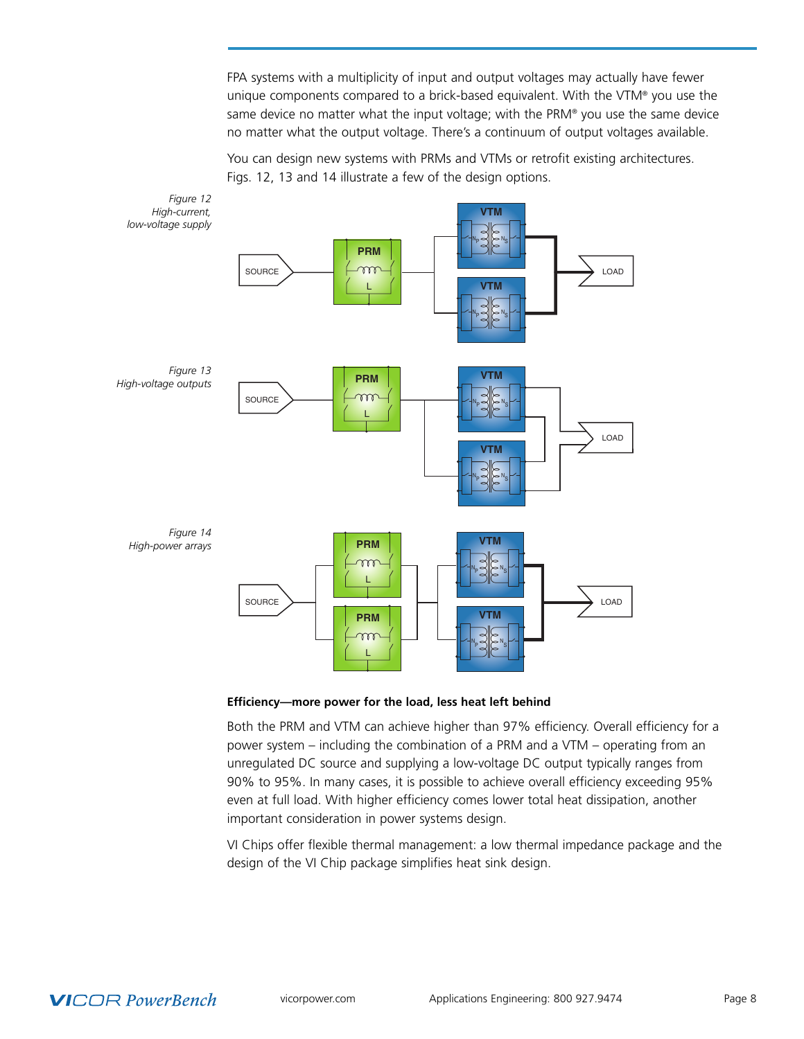FPA systems with a multiplicity of input and output voltages may actually have fewer unique components compared to a brick-based equivalent. With the VTM® you use the same device no matter what the input voltage; with the PRM® you use the same device no matter what the output voltage. There's a continuum of output voltages available.

You can design new systems with PRMs and VTMs or retrofit existing architectures. Figs. 12, 13 and 14 illustrate a few of the design options.

*Figure 12*
*High-current, low-voltage supply*

*Figure 13*
*High-voltage outputs*

*Figure 14*
*High-power arrays*

**Efficiency—more power for the load, less heat left behind**

Both the PRM and VTM can achieve higher than 97% efficiency. Overall efficiency for a power system – including the combination of a PRM and a VTM – operating from an unregulated DC source and supplying a low-voltage DC output typically ranges from 90% to 95%. In many cases, it is possible to achieve overall efficiency exceeding 95% even at full load. With higher efficiency comes lower total heat dissipation, another important consideration in power systems design.

VI Chips offer flexible thermal management: a low thermal impedance package and the design of the VI Chip package simplifies heat sink design.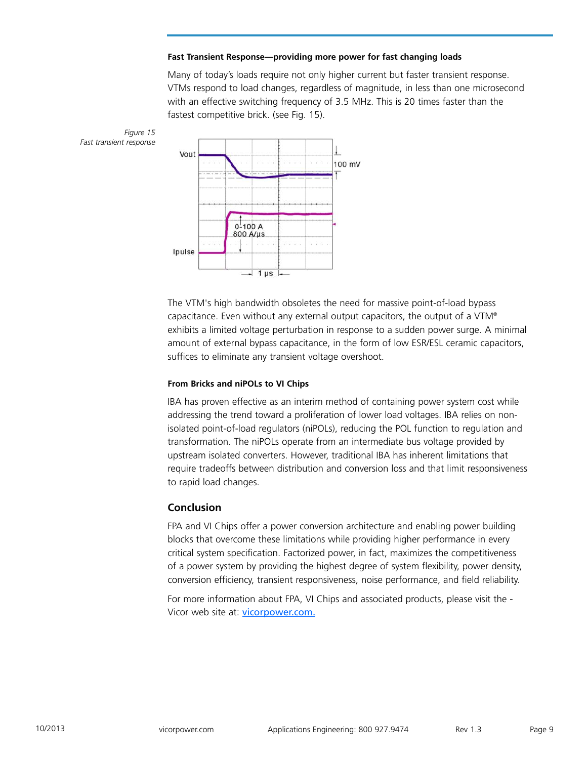### Fast Transient Response—providing more power for fast changing loads

Many of today's loads require not only higher current but faster transient response. VTMs respond to load changes, regardless of magnitude, in less than one microsecond with an effective switching frequency of 3.5 MHz. This is 20 times faster than the fastest competitive brick. (see Fig. 15).

*Figure 15*
*Fast transient response*

Vout

100 mV

0-100 A
800 A/µs

Ipulse

1 µs

The VTM's high bandwidth obsoletes the need for massive point-of-load bypass capacitance. Even without any external output capacitors, the output of a VTM® exhibits a limited voltage perturbation in response to a sudden power surge. A minimal amount of external bypass capacitance, in the form of low ESR/ESL ceramic capacitors, suffices to eliminate any transient voltage overshoot.

### From Bricks and niPOLs to VI Chips

IBA has proven effective as an interim method of containing power system cost while addressing the trend toward a proliferation of lower load voltages. IBA relies on non-isolated point-of-load regulators (niPOLs), reducing the POL function to regulation and transformation. The niPOLs operate from an intermediate bus voltage provided by upstream isolated converters. However, traditional IBA has inherent limitations that require tradeoffs between distribution and conversion loss and that limit responsiveness to rapid load changes.

## Conclusion

FPA and VI Chips offer a power conversion architecture and enabling power building blocks that overcome these limitations while providing higher performance in every critical system specification. Factorized power, in fact, maximizes the competitiveness of a power system by providing the highest degree of system flexibility, power density, conversion efficiency, transient responsiveness, noise performance, and field reliability.

For more information about FPA, VI Chips and associated products, please visit the - Vicor web site at: [vicorpower.com.](http://vicorpower.com)